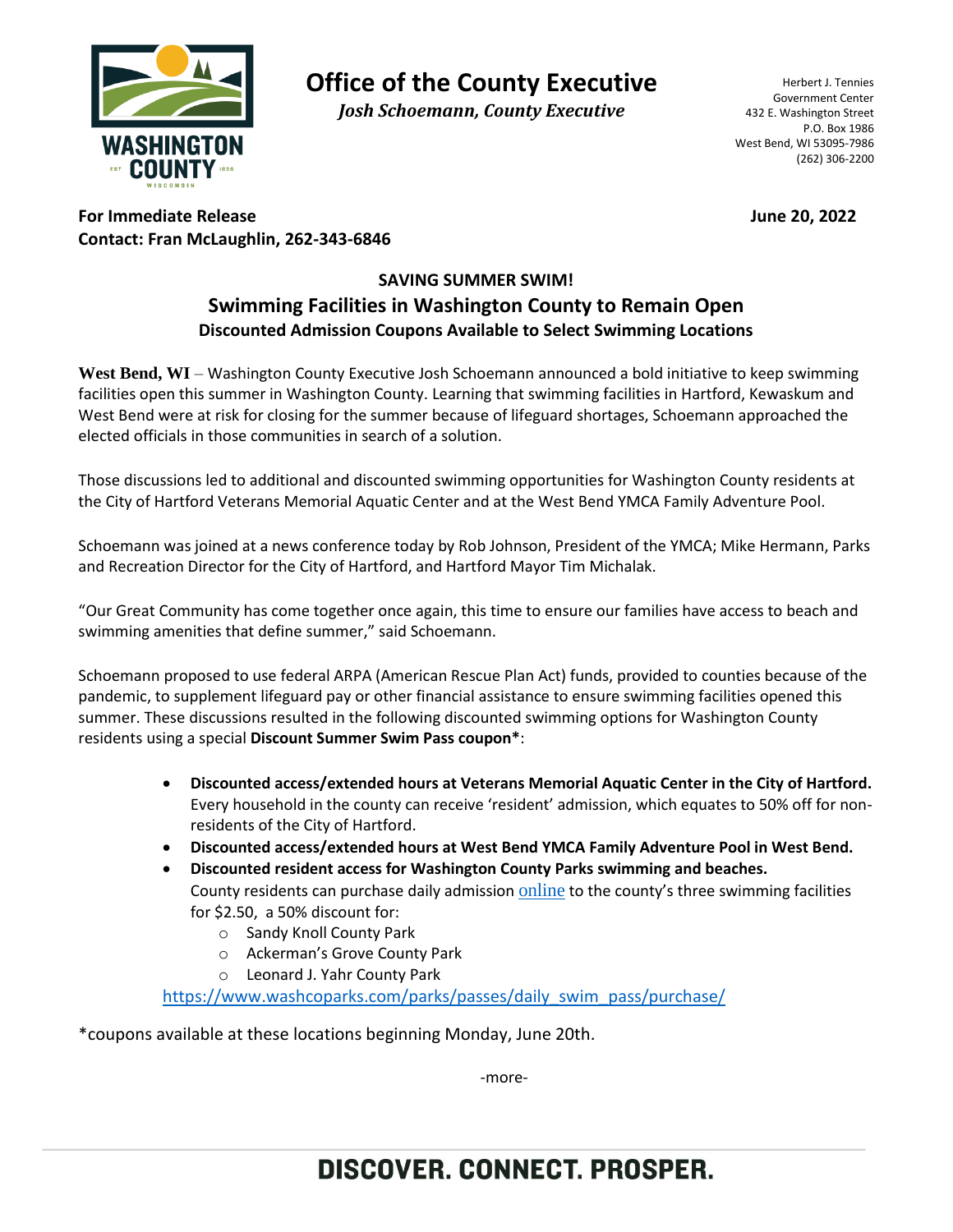# Office of the County Executive

*Josh Schoemann, County Executive*

Herbert J. Tennies
Government Center
432 E. Washington Street
P.O. Box 1986
West Bend, WI 53095-7986
(262) 306-2200

**For Immediate Release** **June 20, 2022**
**Contact: Fran McLaughlin, 262-343-6846**

## SAVING SUMMER SWIM!

## Swimming Facilities in Washington County to Remain Open

### Discounted Admission Coupons Available to Select Swimming Locations

**West Bend, WI** – Washington County Executive Josh Schoemann announced a bold initiative to keep swimming facilities open this summer in Washington County. Learning that swimming facilities in Hartford, Kewaskum and West Bend were at risk for closing for the summer because of lifeguard shortages, Schoemann approached the elected officials in those communities in search of a solution.

Those discussions led to additional and discounted swimming opportunities for Washington County residents at the City of Hartford Veterans Memorial Aquatic Center and at the West Bend YMCA Family Adventure Pool.

Schoemann was joined at a news conference today by Rob Johnson, President of the YMCA; Mike Hermann, Parks and Recreation Director for the City of Hartford, and Hartford Mayor Tim Michalak.

"Our Great Community has come together once again, this time to ensure our families have access to beach and swimming amenities that define summer," said Schoemann.

Schoemann proposed to use federal ARPA (American Rescue Plan Act) funds, provided to counties because of the pandemic, to supplement lifeguard pay or other financial assistance to ensure swimming facilities opened this summer. These discussions resulted in the following discounted swimming options for Washington County residents using a special **Discount Summer Swim Pass coupon***:

- **Discounted access/extended hours at Veterans Memorial Aquatic Center in the City of Hartford.** Every household in the county can receive 'resident' admission, which equates to 50% off for non-residents of the City of Hartford.
- **Discounted access/extended hours at West Bend YMCA Family Adventure Pool in West Bend.**
- **Discounted resident access for Washington County Parks swimming and beaches.** County residents can purchase daily admission online to the county's three swimming facilities for $2.50, a 50% discount for:
  - Sandy Knoll County Park
  - Ackerman's Grove County Park
  - Leonard J. Yahr County Park

  https://www.washcoparks.com/parks/passes/daily_swim_pass/purchase/

*coupons available at these locations beginning Monday, June 20th.

-more-

**DISCOVER. CONNECT. PROSPER.**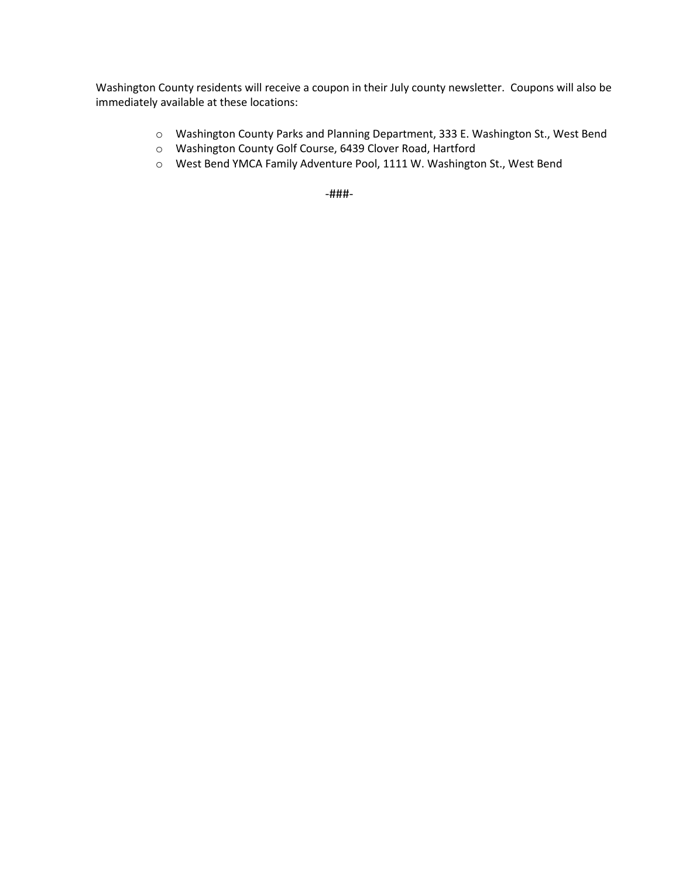Washington County residents will receive a coupon in their July county newsletter. Coupons will also be immediately available at these locations:

- Washington County Parks and Planning Department, 333 E. Washington St., West Bend
- Washington County Golf Course, 6439 Clover Road, Hartford
- West Bend YMCA Family Adventure Pool, 1111 W. Washington St., West Bend

-###-